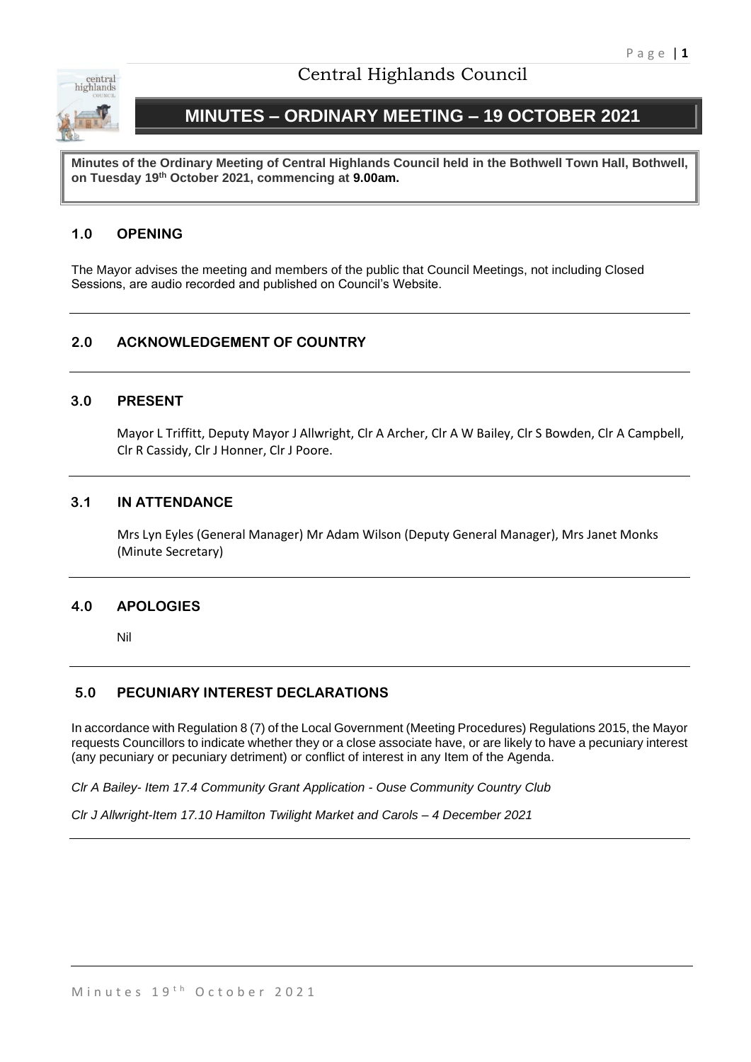Central Highlands Council

# MINUTES – ORDINARY MEETING – 19 OCTOBER 2021

**Minutes of the Ordinary Meeting of Central Highlands Council held in the Bothwell Town Hall, Bothwell, on Tuesday 19th October 2021, commencing at 9.00am.**

## 1.0 OPENING

The Mayor advises the meeting and members of the public that Council Meetings, not including Closed Sessions, are audio recorded and published on Council's Website.

## 2.0 ACKNOWLEDGEMENT OF COUNTRY

## 3.0 PRESENT

Mayor L Triffitt, Deputy Mayor J Allwright, Clr A Archer, Clr A W Bailey, Clr S Bowden, Clr A Campbell, Clr R Cassidy, Clr J Honner, Clr J Poore.

## 3.1 IN ATTENDANCE

Mrs Lyn Eyles (General Manager) Mr Adam Wilson (Deputy General Manager), Mrs Janet Monks (Minute Secretary)

## 4.0 APOLOGIES

Nil

## 5.0 PECUNIARY INTEREST DECLARATIONS

In accordance with Regulation 8 (7) of the Local Government (Meeting Procedures) Regulations 2015, the Mayor requests Councillors to indicate whether they or a close associate have, or are likely to have a pecuniary interest (any pecuniary or pecuniary detriment) or conflict of interest in any Item of the Agenda.

*Clr A Bailey- Item 17.4 Community Grant Application - Ouse Community Country Club*

*Clr J Allwright-Item 17.10 Hamilton Twilight Market and Carols – 4 December 2021*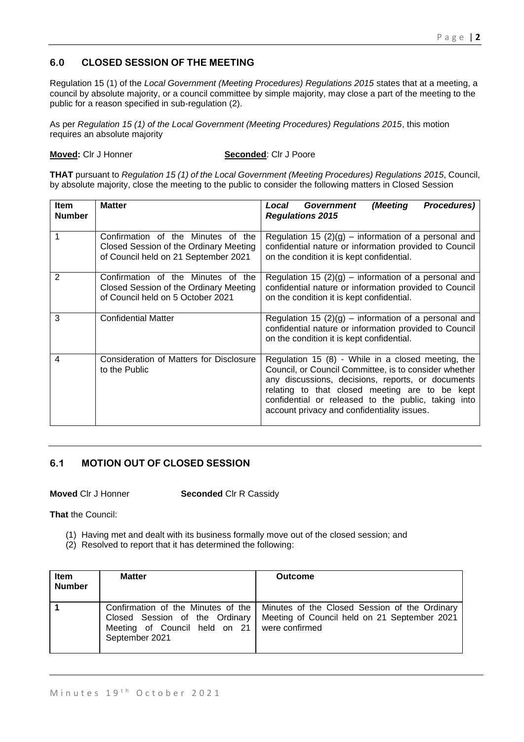## 6.0 CLOSED SESSION OF THE MEETING

Regulation 15 (1) of the *Local Government (Meeting Procedures) Regulations 2015* states that at a meeting, a council by absolute majority, or a council committee by simple majority, may close a part of the meeting to the public for a reason specified in sub-regulation (2).

As per *Regulation 15 (1) of the Local Government (Meeting Procedures) Regulations 2015*, this motion requires an absolute majority

**Moved:** Clr J Honner **Seconded**: Clr J Poore

**THAT** pursuant to *Regulation 15 (1) of the Local Government (Meeting Procedures) Regulations 2015*, Council, by absolute majority, close the meeting to the public to consider the following matters in Closed Session

| Item Number | Matter | *Local Government (Meeting Procedures) Regulations 2015* |
|---|---|---|
| 1 | Confirmation of the Minutes of the Closed Session of the Ordinary Meeting of Council held on 21 September 2021 | Regulation 15 (2)(g) – information of a personal and confidential nature or information provided to Council on the condition it is kept confidential. |
| 2 | Confirmation of the Minutes of the Closed Session of the Ordinary Meeting of Council held on 5 October 2021 | Regulation 15 (2)(g) – information of a personal and confidential nature or information provided to Council on the condition it is kept confidential. |
| 3 | Confidential Matter | Regulation 15 (2)(g) – information of a personal and confidential nature or information provided to Council on the condition it is kept confidential. |
| 4 | Consideration of Matters for Disclosure to the Public | Regulation 15 (8) - While in a closed meeting, the Council, or Council Committee, is to consider whether any discussions, decisions, reports, or documents relating to that closed meeting are to be kept confidential or released to the public, taking into account privacy and confidentiality issues. |

## 6.1 MOTION OUT OF CLOSED SESSION

**Moved** Clr J Honner **Seconded** Clr R Cassidy

**That** the Council:

(1) Having met and dealt with its business formally move out of the closed session; and
(2) Resolved to report that it has determined the following:

| Item Number | Matter | Outcome |
|---|---|---|
| **1** | Confirmation of the Minutes of the Closed Session of the Ordinary Meeting of Council held on 21 September 2021 | Minutes of the Closed Session of the Ordinary Meeting of Council held on 21 September 2021 were confirmed |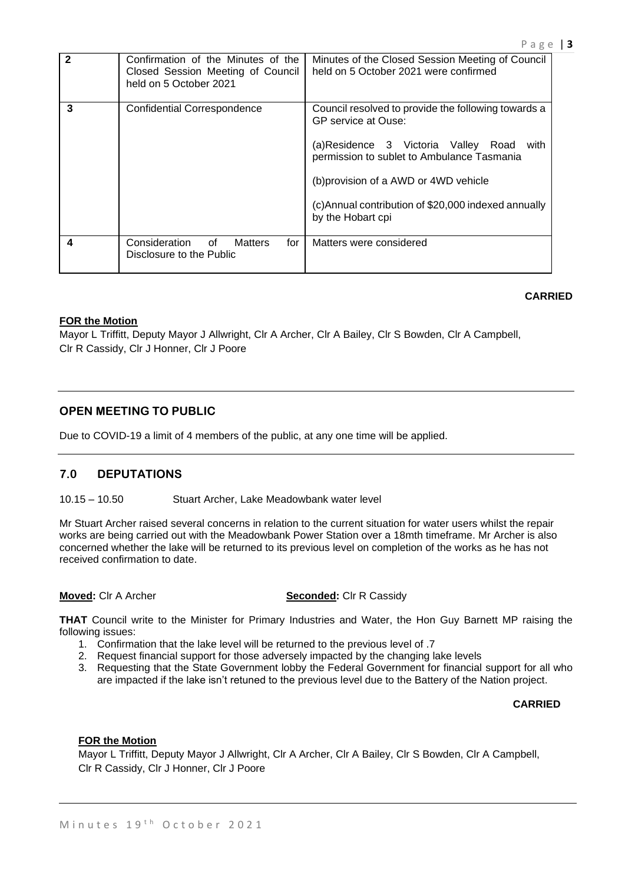| 2 | Confirmation of the Minutes of the Closed Session Meeting of Council held on 5 October 2021 | Minutes of the Closed Session Meeting of Council held on 5 October 2021 were confirmed |
|---|---|---|
| 3 | Confidential Correspondence | Council resolved to provide the following towards a GP service at Ouse:<br><br>(a)Residence 3 Victoria Valley Road with permission to sublet to Ambulance Tasmania<br><br>(b)provision of a AWD or 4WD vehicle<br><br>(c)Annual contribution of $20,000 indexed annually by the Hobart cpi |
| 4 | Consideration of Matters for Disclosure to the Public | Matters were considered |

**CARRIED**

**FOR the Motion**

Mayor L Triffitt, Deputy Mayor J Allwright, Clr A Archer, Clr A Bailey, Clr S Bowden, Clr A Campbell, Clr R Cassidy, Clr J Honner, Clr J Poore

## OPEN MEETING TO PUBLIC

Due to COVID-19 a limit of 4 members of the public, at any one time will be applied.

## 7.0 DEPUTATIONS

10.15 – 10.50 Stuart Archer, Lake Meadowbank water level

Mr Stuart Archer raised several concerns in relation to the current situation for water users whilst the repair works are being carried out with the Meadowbank Power Station over a 18mth timeframe. Mr Archer is also concerned whether the lake will be returned to its previous level on completion of the works as he has not received confirmation to date.

**Moved:** Clr A Archer **Seconded:** Clr R Cassidy

**THAT** Council write to the Minister for Primary Industries and Water, the Hon Guy Barnett MP raising the following issues:

1. Confirmation that the lake level will be returned to the previous level of .7
2. Request financial support for those adversely impacted by the changing lake levels
3. Requesting that the State Government lobby the Federal Government for financial support for all who are impacted if the lake isn't retuned to the previous level due to the Battery of the Nation project.

**CARRIED**

**FOR the Motion**

Mayor L Triffitt, Deputy Mayor J Allwright, Clr A Archer, Clr A Bailey, Clr S Bowden, Clr A Campbell, Clr R Cassidy, Clr J Honner, Clr J Poore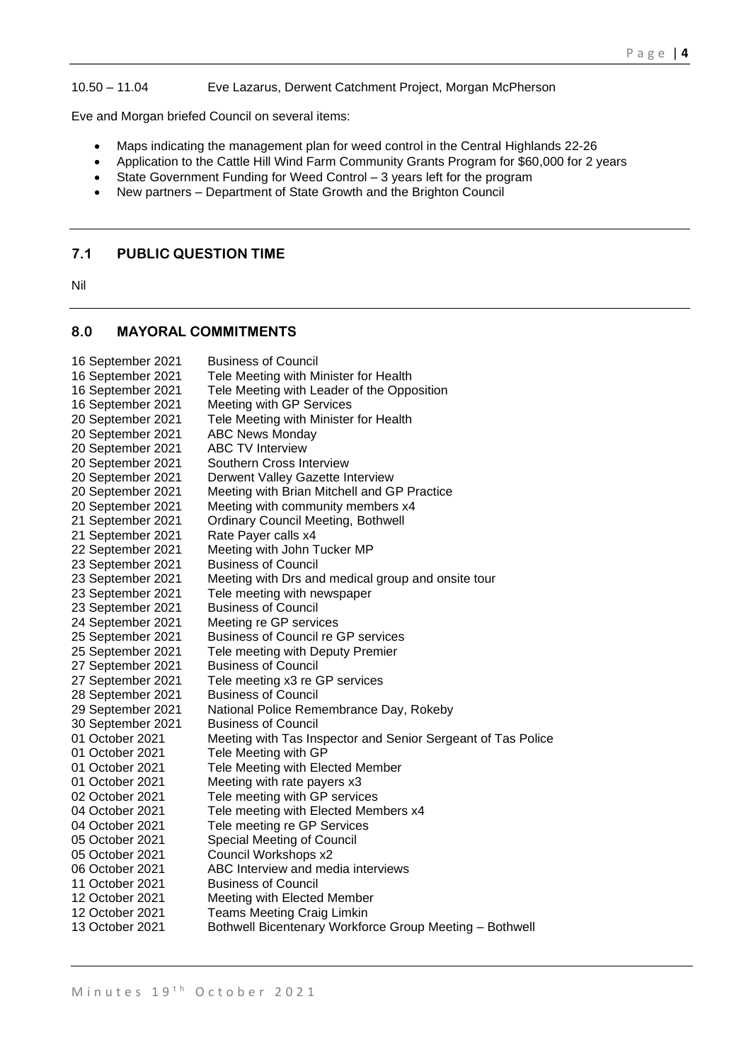10.50 – 11.04 Eve Lazarus, Derwent Catchment Project, Morgan McPherson

Eve and Morgan briefed Council on several items:

- Maps indicating the management plan for weed control in the Central Highlands 22-26
- Application to the Cattle Hill Wind Farm Community Grants Program for $60,000 for 2 years
- State Government Funding for Weed Control – 3 years left for the program
- New partners – Department of State Growth and the Brighton Council

## 7.1 PUBLIC QUESTION TIME

Nil

## 8.0 MAYORAL COMMITMENTS

| | |
|---|---|
| 16 September 2021 | Business of Council |
| 16 September 2021 | Tele Meeting with Minister for Health |
| 16 September 2021 | Tele Meeting with Leader of the Opposition |
| 16 September 2021 | Meeting with GP Services |
| 20 September 2021 | Tele Meeting with Minister for Health |
| 20 September 2021 | ABC News Monday |
| 20 September 2021 | ABC TV Interview |
| 20 September 2021 | Southern Cross Interview |
| 20 September 2021 | Derwent Valley Gazette Interview |
| 20 September 2021 | Meeting with Brian Mitchell and GP Practice |
| 20 September 2021 | Meeting with community members x4 |
| 21 September 2021 | Ordinary Council Meeting, Bothwell |
| 21 September 2021 | Rate Payer calls x4 |
| 22 September 2021 | Meeting with John Tucker MP |
| 23 September 2021 | Business of Council |
| 23 September 2021 | Meeting with Drs and medical group and onsite tour |
| 23 September 2021 | Tele meeting with newspaper |
| 23 September 2021 | Business of Council |
| 24 September 2021 | Meeting re GP services |
| 25 September 2021 | Business of Council re GP services |
| 25 September 2021 | Tele meeting with Deputy Premier |
| 27 September 2021 | Business of Council |
| 27 September 2021 | Tele meeting x3 re GP services |
| 28 September 2021 | Business of Council |
| 29 September 2021 | National Police Remembrance Day, Rokeby |
| 30 September 2021 | Business of Council |
| 01 October 2021 | Meeting with Tas Inspector and Senior Sergeant of Tas Police |
| 01 October 2021 | Tele Meeting with GP |
| 01 October 2021 | Tele Meeting with Elected Member |
| 01 October 2021 | Meeting with rate payers x3 |
| 02 October 2021 | Tele meeting with GP services |
| 04 October 2021 | Tele meeting with Elected Members x4 |
| 04 October 2021 | Tele meeting re GP Services |
| 05 October 2021 | Special Meeting of Council |
| 05 October 2021 | Council Workshops x2 |
| 06 October 2021 | ABC Interview and media interviews |
| 11 October 2021 | Business of Council |
| 12 October 2021 | Meeting with Elected Member |
| 12 October 2021 | Teams Meeting Craig Limkin |
| 13 October 2021 | Bothwell Bicentenary Workforce Group Meeting – Bothwell |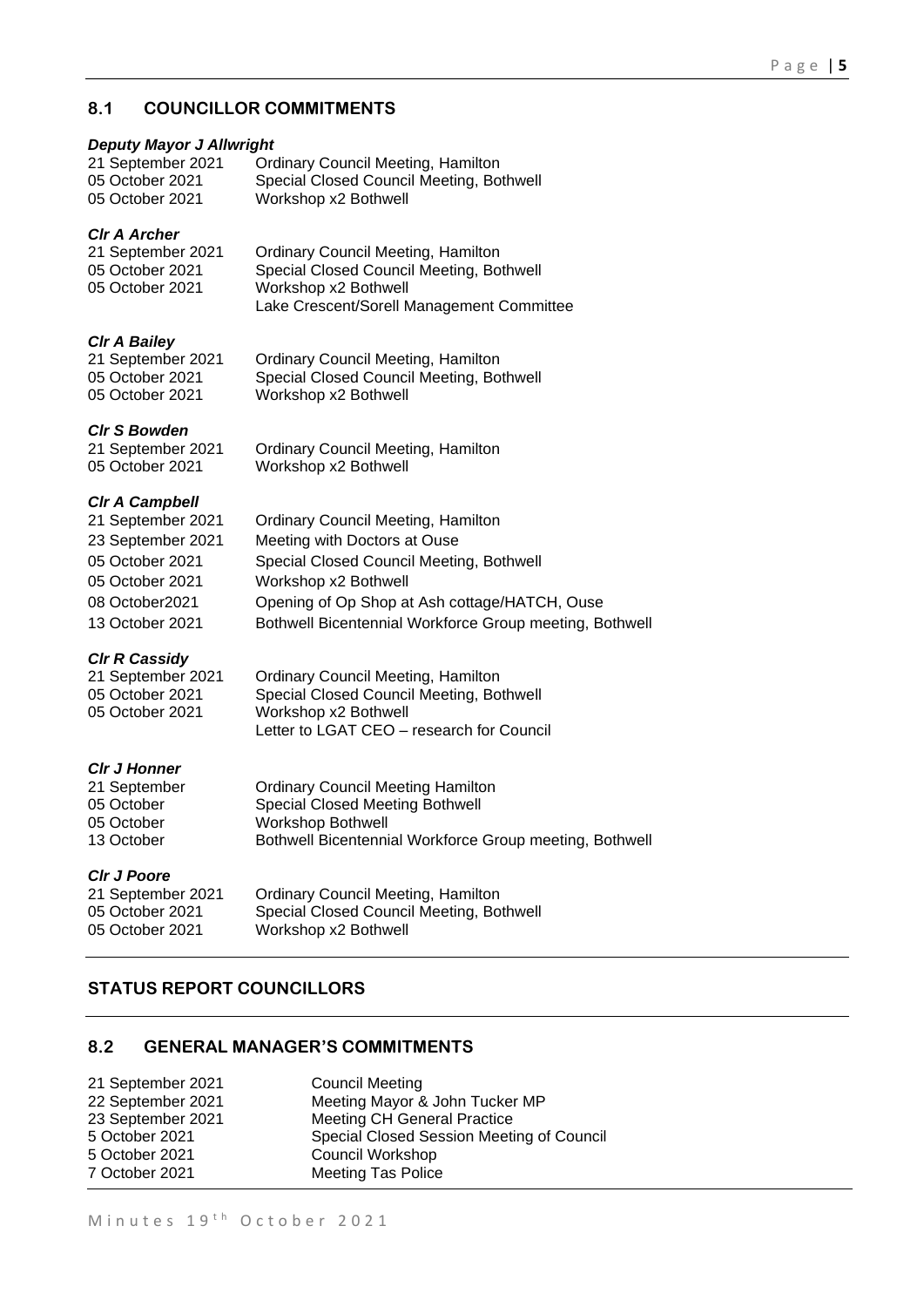## 8.1 COUNCILLOR COMMITMENTS

***Deputy Mayor J Allwright***

| | |
|---|---|
| 21 September 2021 | Ordinary Council Meeting, Hamilton |
| 05 October 2021 | Special Closed Council Meeting, Bothwell |
| 05 October 2021 | Workshop x2 Bothwell |

***Clr A Archer***

| | |
|---|---|
| 21 September 2021 | Ordinary Council Meeting, Hamilton |
| 05 October 2021 | Special Closed Council Meeting, Bothwell |
| 05 October 2021 | Workshop x2 Bothwell |
| | Lake Crescent/Sorell Management Committee |

***Clr A Bailey***

| | |
|---|---|
| 21 September 2021 | Ordinary Council Meeting, Hamilton |
| 05 October 2021 | Special Closed Council Meeting, Bothwell |
| 05 October 2021 | Workshop x2 Bothwell |

***Clr S Bowden***

| | |
|---|---|
| 21 September 2021 | Ordinary Council Meeting, Hamilton |
| 05 October 2021 | Workshop x2 Bothwell |

***Clr A Campbell***

| | |
|---|---|
| 21 September 2021 | Ordinary Council Meeting, Hamilton |
| 23 September 2021 | Meeting with Doctors at Ouse |
| 05 October 2021 | Special Closed Council Meeting, Bothwell |
| 05 October 2021 | Workshop x2 Bothwell |
| 08 October2021 | Opening of Op Shop at Ash cottage/HATCH, Ouse |
| 13 October 2021 | Bothwell Bicentennial Workforce Group meeting, Bothwell |

***Clr R Cassidy***

| | |
|---|---|
| 21 September 2021 | Ordinary Council Meeting, Hamilton |
| 05 October 2021 | Special Closed Council Meeting, Bothwell |
| 05 October 2021 | Workshop x2 Bothwell |
| | Letter to LGAT CEO – research for Council |

***Clr J Honner***

| | |
|---|---|
| 21 September | Ordinary Council Meeting Hamilton |
| 05 October | Special Closed Meeting Bothwell |
| 05 October | Workshop Bothwell |
| 13 October | Bothwell Bicentennial Workforce Group meeting, Bothwell |

***Clr J Poore***

| | |
|---|---|
| 21 September 2021 | Ordinary Council Meeting, Hamilton |
| 05 October 2021 | Special Closed Council Meeting, Bothwell |
| 05 October 2021 | Workshop x2 Bothwell |

## STATUS REPORT COUNCILLORS

## 8.2 GENERAL MANAGER'S COMMITMENTS

| | |
|---|---|
| 21 September 2021 | Council Meeting |
| 22 September 2021 | Meeting Mayor & John Tucker MP |
| 23 September 2021 | Meeting CH General Practice |
| 5 October 2021 | Special Closed Session Meeting of Council |
| 5 October 2021 | Council Workshop |
| 7 October 2021 | Meeting Tas Police |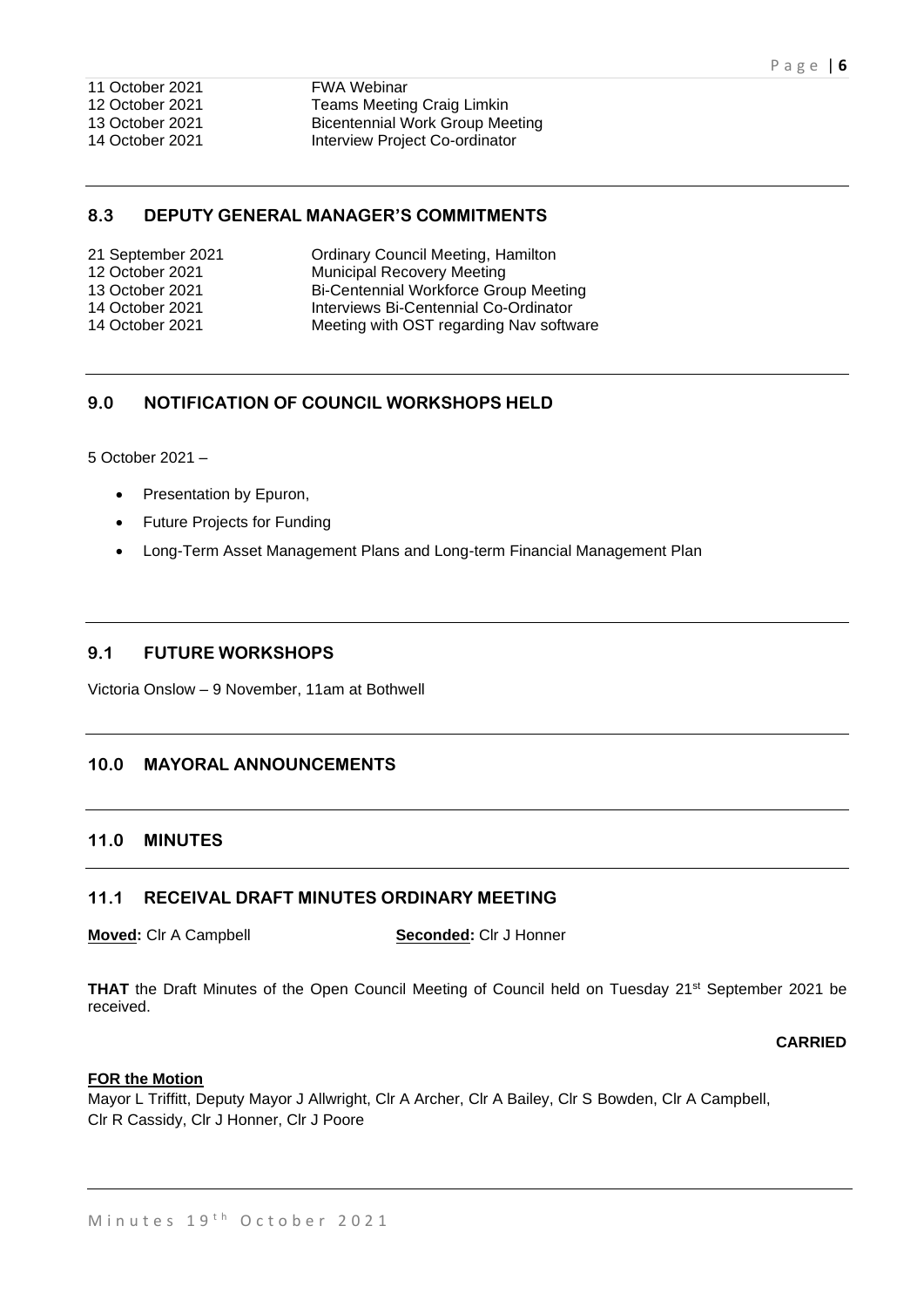| | |
|---|---|
| 11 October 2021 | FWA Webinar |
| 12 October 2021 | Teams Meeting Craig Limkin |
| 13 October 2021 | Bicentennial Work Group Meeting |
| 14 October 2021 | Interview Project Co-ordinator |

## 8.3 DEPUTY GENERAL MANAGER'S COMMITMENTS

| | |
|---|---|
| 21 September 2021 | Ordinary Council Meeting, Hamilton |
| 12 October 2021 | Municipal Recovery Meeting |
| 13 October 2021 | Bi-Centennial Workforce Group Meeting |
| 14 October 2021 | Interviews Bi-Centennial Co-Ordinator |
| 14 October 2021 | Meeting with OST regarding Nav software |

## 9.0 NOTIFICATION OF COUNCIL WORKSHOPS HELD

5 October 2021 –

- Presentation by Epuron,
- Future Projects for Funding
- Long-Term Asset Management Plans and Long-term Financial Management Plan

## 9.1 FUTURE WORKSHOPS

Victoria Onslow – 9 November, 11am at Bothwell

## 10.0 MAYORAL ANNOUNCEMENTS

## 11.0 MINUTES

## 11.1 RECEIVAL DRAFT MINUTES ORDINARY MEETING

**Moved:** Clr A Campbell **Seconded:** Clr J Honner

**THAT** the Draft Minutes of the Open Council Meeting of Council held on Tuesday 21st September 2021 be received.

**CARRIED**

**FOR the Motion**

Mayor L Triffitt, Deputy Mayor J Allwright, Clr A Archer, Clr A Bailey, Clr S Bowden, Clr A Campbell, Clr R Cassidy, Clr J Honner, Clr J Poore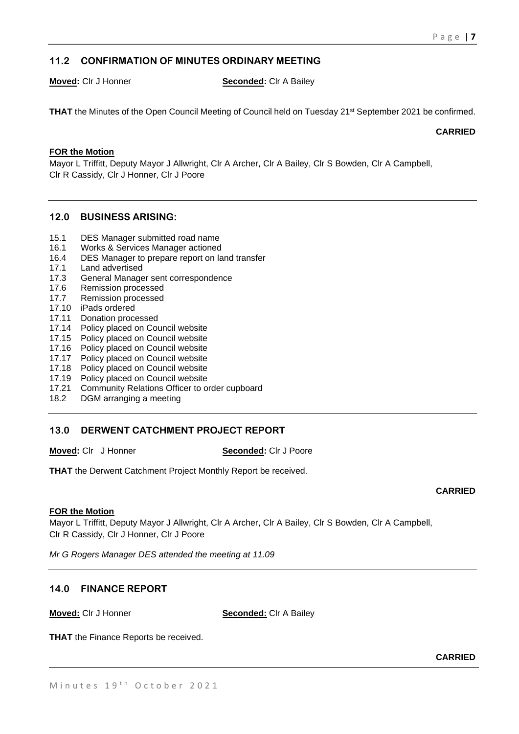## 11.2 CONFIRMATION OF MINUTES ORDINARY MEETING

**Moved:** Clr J Honner **Seconded:** Clr A Bailey

**THAT** the Minutes of the Open Council Meeting of Council held on Tuesday 21st September 2021 be confirmed.

**CARRIED**

**FOR the Motion**

Mayor L Triffitt, Deputy Mayor J Allwright, Clr A Archer, Clr A Bailey, Clr S Bowden, Clr A Campbell, Clr R Cassidy, Clr J Honner, Clr J Poore

## 12.0 BUSINESS ARISING:

15.1 DES Manager submitted road name
16.1 Works & Services Manager actioned
16.4 DES Manager to prepare report on land transfer
17.1 Land advertised
17.3 General Manager sent correspondence
17.6 Remission processed
17.7 Remission processed
17.10 iPads ordered
17.11 Donation processed
17.14 Policy placed on Council website
17.15 Policy placed on Council website
17.16 Policy placed on Council website
17.17 Policy placed on Council website
17.18 Policy placed on Council website
17.19 Policy placed on Council website
17.21 Community Relations Officer to order cupboard
18.2 DGM arranging a meeting

## 13.0 DERWENT CATCHMENT PROJECT REPORT

**Moved:** Clr J Honner **Seconded:** Clr J Poore

**THAT** the Derwent Catchment Project Monthly Report be received.

**CARRIED**

**FOR the Motion**

Mayor L Triffitt, Deputy Mayor J Allwright, Clr A Archer, Clr A Bailey, Clr S Bowden, Clr A Campbell, Clr R Cassidy, Clr J Honner, Clr J Poore

*Mr G Rogers Manager DES attended the meeting at 11.09*

## 14.0 FINANCE REPORT

**Moved:** Clr J Honner **Seconded:** Clr A Bailey

**THAT** the Finance Reports be received.

**CARRIED**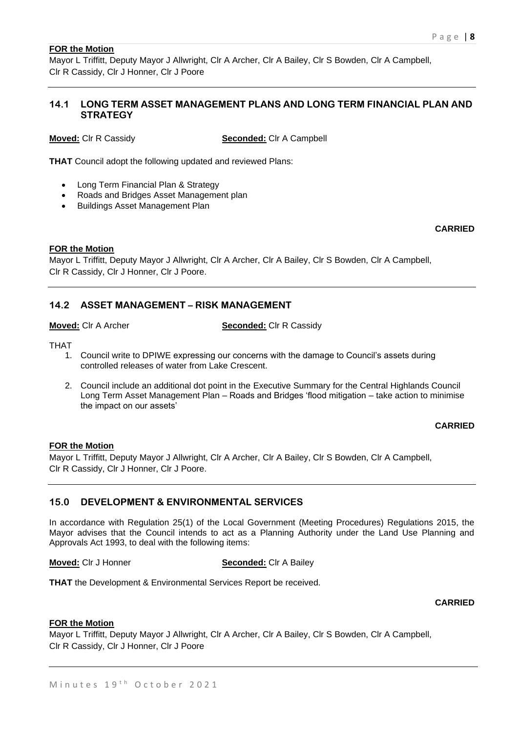**FOR the Motion**

Mayor L Triffitt, Deputy Mayor J Allwright, Clr A Archer, Clr A Bailey, Clr S Bowden, Clr A Campbell, Clr R Cassidy, Clr J Honner, Clr J Poore

## 14.1 LONG TERM ASSET MANAGEMENT PLANS AND LONG TERM FINANCIAL PLAN AND STRATEGY

**Moved:** Clr R Cassidy **Seconded:** Clr A Campbell

**THAT** Council adopt the following updated and reviewed Plans:

- Long Term Financial Plan & Strategy
- Roads and Bridges Asset Management plan
- Buildings Asset Management Plan

**CARRIED**

**FOR the Motion**

Mayor L Triffitt, Deputy Mayor J Allwright, Clr A Archer, Clr A Bailey, Clr S Bowden, Clr A Campbell, Clr R Cassidy, Clr J Honner, Clr J Poore.

## 14.2 ASSET MANAGEMENT – RISK MANAGEMENT

**Moved:** Clr A Archer **Seconded:** Clr R Cassidy

THAT

1. Council write to DPIWE expressing our concerns with the damage to Council's assets during controlled releases of water from Lake Crescent.
2. Council include an additional dot point in the Executive Summary for the Central Highlands Council Long Term Asset Management Plan – Roads and Bridges 'flood mitigation – take action to minimise the impact on our assets'

**CARRIED**

**FOR the Motion**

Mayor L Triffitt, Deputy Mayor J Allwright, Clr A Archer, Clr A Bailey, Clr S Bowden, Clr A Campbell, Clr R Cassidy, Clr J Honner, Clr J Poore.

## 15.0 DEVELOPMENT & ENVIRONMENTAL SERVICES

In accordance with Regulation 25(1) of the Local Government (Meeting Procedures) Regulations 2015, the Mayor advises that the Council intends to act as a Planning Authority under the Land Use Planning and Approvals Act 1993, to deal with the following items:

**Moved:** Clr J Honner **Seconded:** Clr A Bailey

**THAT** the Development & Environmental Services Report be received.

**CARRIED**

**FOR the Motion**

Mayor L Triffitt, Deputy Mayor J Allwright, Clr A Archer, Clr A Bailey, Clr S Bowden, Clr A Campbell, Clr R Cassidy, Clr J Honner, Clr J Poore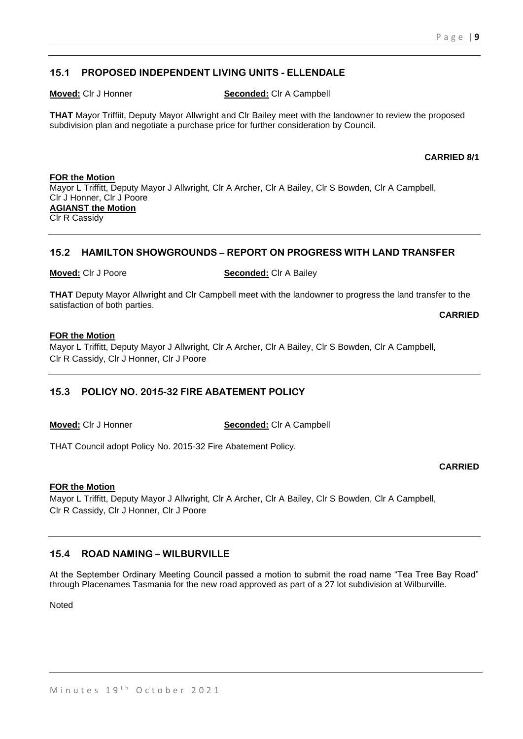## 15.1 PROPOSED INDEPENDENT LIVING UNITS - ELLENDALE

**Moved:** Clr J Honner **Seconded:** Clr A Campbell

**THAT** Mayor Triffiit, Deputy Mayor Allwright and Clr Bailey meet with the landowner to review the proposed subdivision plan and negotiate a purchase price for further consideration by Council.

**CARRIED 8/1**

**FOR the Motion**
Mayor L Triffitt, Deputy Mayor J Allwright, Clr A Archer, Clr A Bailey, Clr S Bowden, Clr A Campbell, Clr J Honner, Clr J Poore

**AGIANST the Motion**
Clr R Cassidy

## 15.2 HAMILTON SHOWGROUNDS – REPORT ON PROGRESS WITH LAND TRANSFER

**Moved:** Clr J Poore **Seconded:** Clr A Bailey

**THAT** Deputy Mayor Allwright and Clr Campbell meet with the landowner to progress the land transfer to the satisfaction of both parties.

**CARRIED**

**FOR the Motion**
Mayor L Triffitt, Deputy Mayor J Allwright, Clr A Archer, Clr A Bailey, Clr S Bowden, Clr A Campbell, Clr R Cassidy, Clr J Honner, Clr J Poore

## 15.3 POLICY NO. 2015-32 FIRE ABATEMENT POLICY

**Moved:** Clr J Honner **Seconded:** Clr A Campbell

THAT Council adopt Policy No. 2015-32 Fire Abatement Policy.

**CARRIED**

**FOR the Motion**
Mayor L Triffitt, Deputy Mayor J Allwright, Clr A Archer, Clr A Bailey, Clr S Bowden, Clr A Campbell, Clr R Cassidy, Clr J Honner, Clr J Poore

## 15.4 ROAD NAMING – WILBURVILLE

At the September Ordinary Meeting Council passed a motion to submit the road name "Tea Tree Bay Road" through Placenames Tasmania for the new road approved as part of a 27 lot subdivision at Wilburville.

Noted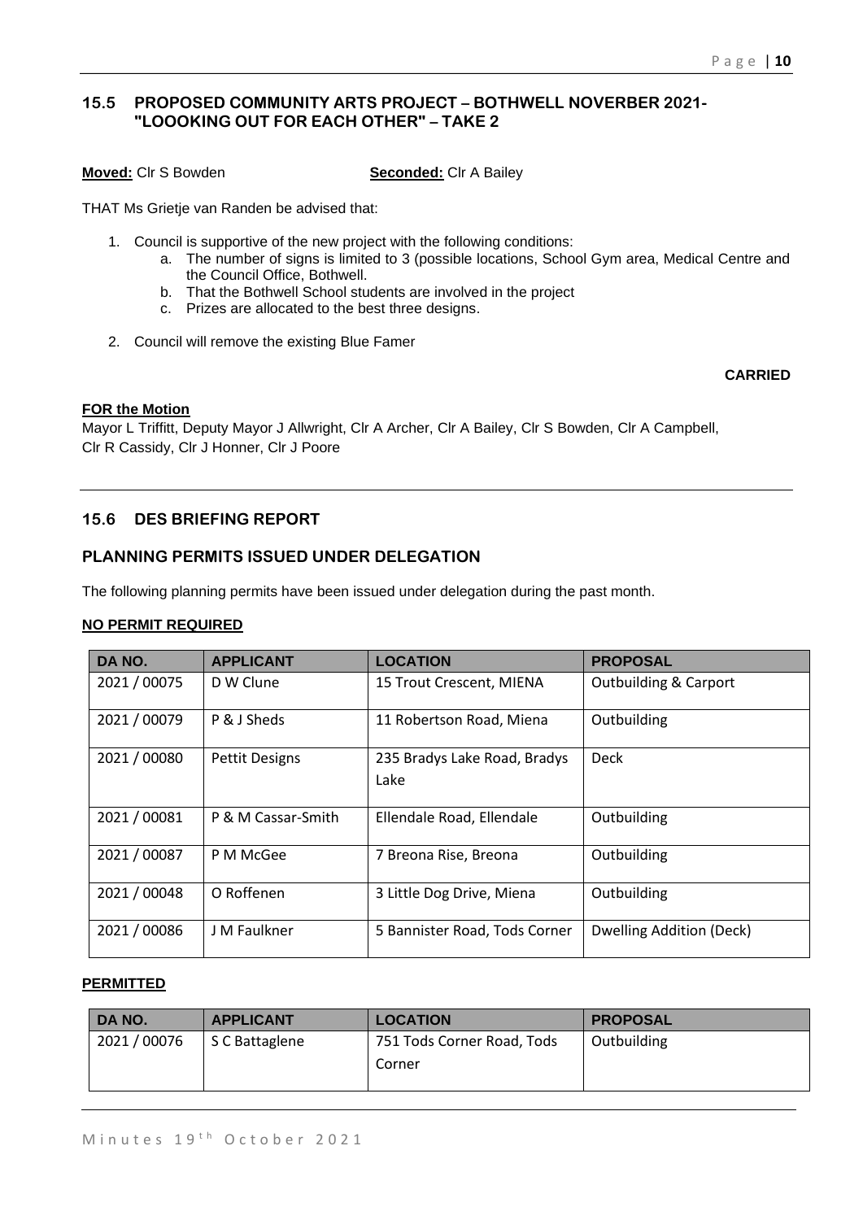## 15.5 PROPOSED COMMUNITY ARTS PROJECT – BOTHWELL NOVERBER 2021- "LOOOKING OUT FOR EACH OTHER" – TAKE 2

**Moved:** Clr S Bowden **Seconded:** Clr A Bailey

THAT Ms Grietje van Randen be advised that:

1. Council is supportive of the new project with the following conditions:
   a. The number of signs is limited to 3 (possible locations, School Gym area, Medical Centre and the Council Office, Bothwell.
   b. That the Bothwell School students are involved in the project
   c. Prizes are allocated to the best three designs.
2. Council will remove the existing Blue Famer

**CARRIED**

**FOR the Motion**

Mayor L Triffitt, Deputy Mayor J Allwright, Clr A Archer, Clr A Bailey, Clr S Bowden, Clr A Campbell, Clr R Cassidy, Clr J Honner, Clr J Poore

## 15.6 DES BRIEFING REPORT

### PLANNING PERMITS ISSUED UNDER DELEGATION

The following planning permits have been issued under delegation during the past month.

**NO PERMIT REQUIRED**

| DA NO. | APPLICANT | LOCATION | PROPOSAL |
|---|---|---|---|
| 2021 / 00075 | D W Clune | 15 Trout Crescent, MIENA | Outbuilding & Carport |
| 2021 / 00079 | P & J Sheds | 11 Robertson Road, Miena | Outbuilding |
| 2021 / 00080 | Pettit Designs | 235 Bradys Lake Road, Bradys Lake | Deck |
| 2021 / 00081 | P & M Cassar-Smith | Ellendale Road, Ellendale | Outbuilding |
| 2021 / 00087 | P M McGee | 7 Breona Rise, Breona | Outbuilding |
| 2021 / 00048 | O Roffenen | 3 Little Dog Drive, Miena | Outbuilding |
| 2021 / 00086 | J M Faulkner | 5 Bannister Road, Tods Corner | Dwelling Addition (Deck) |

**PERMITTED**

| DA NO. | APPLICANT | LOCATION | PROPOSAL |
|---|---|---|---|
| 2021 / 00076 | S C Battaglene | 751 Tods Corner Road, Tods Corner | Outbuilding |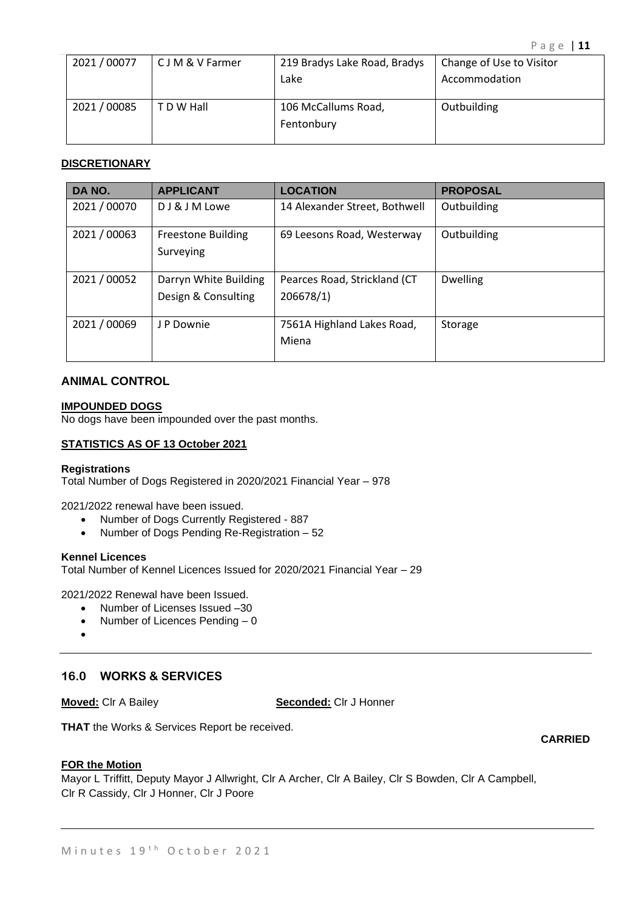| 2021 / 00077 | C J M & V Farmer | 219 Bradys Lake Road, Bradys Lake | Change of Use to Visitor Accommodation |
|---|---|---|---|
| 2021 / 00085 | T D W Hall | 106 McCallums Road, Fentonbury | Outbuilding |

**DISCRETIONARY**

| DA NO. | APPLICANT | LOCATION | PROPOSAL |
|---|---|---|---|
| 2021 / 00070 | D J & J M Lowe | 14 Alexander Street, Bothwell | Outbuilding |
| 2021 / 00063 | Freestone Building Surveying | 69 Leesons Road, Westerway | Outbuilding |
| 2021 / 00052 | Darryn White Building Design & Consulting | Pearces Road, Strickland (CT 206678/1) | Dwelling |
| 2021 / 00069 | J P Downie | 7561A Highland Lakes Road, Miena | Storage |

## ANIMAL CONTROL

**IMPOUNDED DOGS**

No dogs have been impounded over the past months.

**STATISTICS AS OF 13 October 2021**

**Registrations**

Total Number of Dogs Registered in 2020/2021 Financial Year – 978

2021/2022 renewal have been issued.

- Number of Dogs Currently Registered - 887
- Number of Dogs Pending Re-Registration – 52

**Kennel Licences**

Total Number of Kennel Licences Issued for 2020/2021 Financial Year – 29

2021/2022 Renewal have been Issued.

- Number of Licenses Issued –30
- Number of Licences Pending – 0

---

## 16.0 WORKS & SERVICES

**Moved:** Clr A Bailey **Seconded:** Clr J Honner

**THAT** the Works & Services Report be received.

**CARRIED**

**FOR the Motion**

Mayor L Triffitt, Deputy Mayor J Allwright, Clr A Archer, Clr A Bailey, Clr S Bowden, Clr A Campbell, Clr R Cassidy, Clr J Honner, Clr J Poore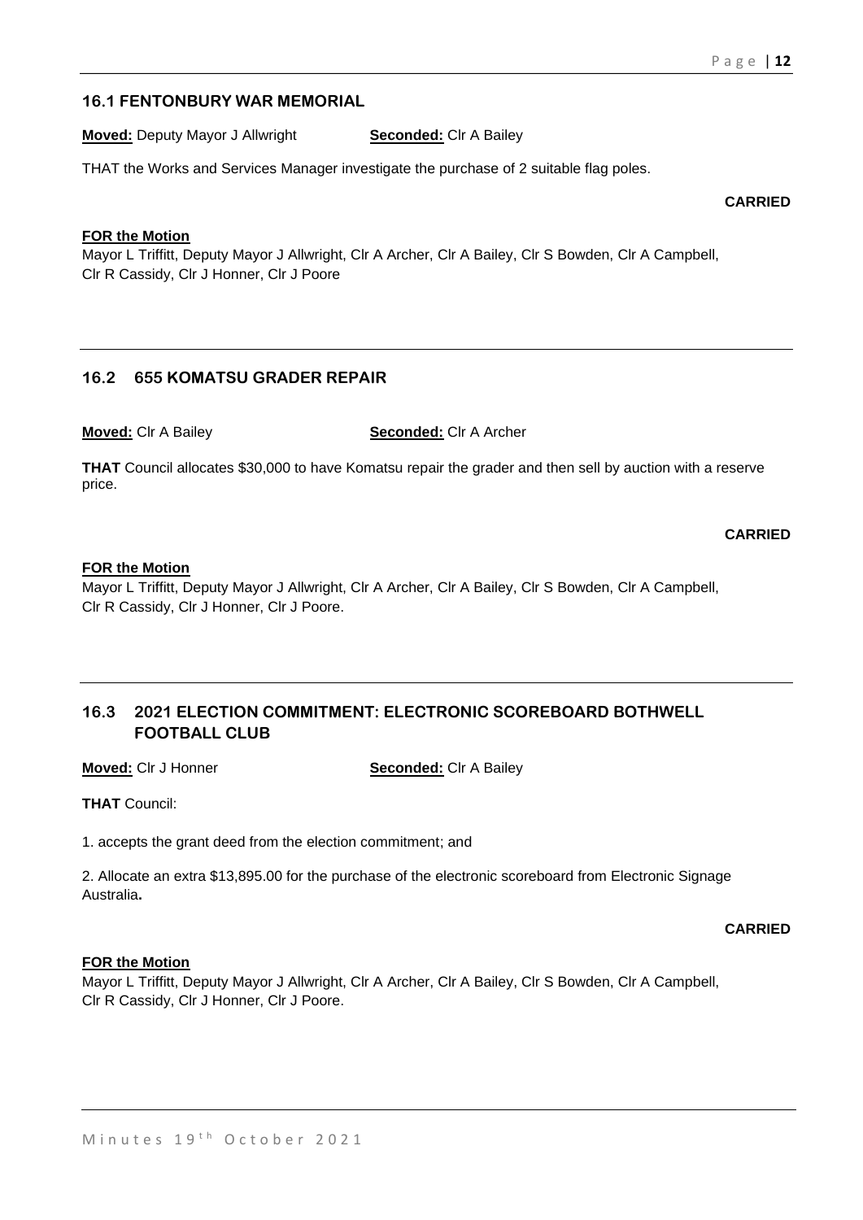## 16.1 FENTONBURY WAR MEMORIAL

**Moved:** Deputy Mayor J Allwright **Seconded:** Clr A Bailey

THAT the Works and Services Manager investigate the purchase of 2 suitable flag poles.

**CARRIED**

**FOR the Motion**
Mayor L Triffitt, Deputy Mayor J Allwright, Clr A Archer, Clr A Bailey, Clr S Bowden, Clr A Campbell, Clr R Cassidy, Clr J Honner, Clr J Poore

## 16.2 655 KOMATSU GRADER REPAIR

**Moved:** Clr A Bailey **Seconded:** Clr A Archer

**THAT** Council allocates $30,000 to have Komatsu repair the grader and then sell by auction with a reserve price.

**CARRIED**

**FOR the Motion**
Mayor L Triffitt, Deputy Mayor J Allwright, Clr A Archer, Clr A Bailey, Clr S Bowden, Clr A Campbell, Clr R Cassidy, Clr J Honner, Clr J Poore.

## 16.3 2021 ELECTION COMMITMENT: ELECTRONIC SCOREBOARD BOTHWELL FOOTBALL CLUB

**Moved:** Clr J Honner **Seconded:** Clr A Bailey

**THAT** Council:

1. accepts the grant deed from the election commitment; and

2. Allocate an extra $13,895.00 for the purchase of the electronic scoreboard from Electronic Signage Australia**.**

**CARRIED**

**FOR the Motion**
Mayor L Triffitt, Deputy Mayor J Allwright, Clr A Archer, Clr A Bailey, Clr S Bowden, Clr A Campbell, Clr R Cassidy, Clr J Honner, Clr J Poore.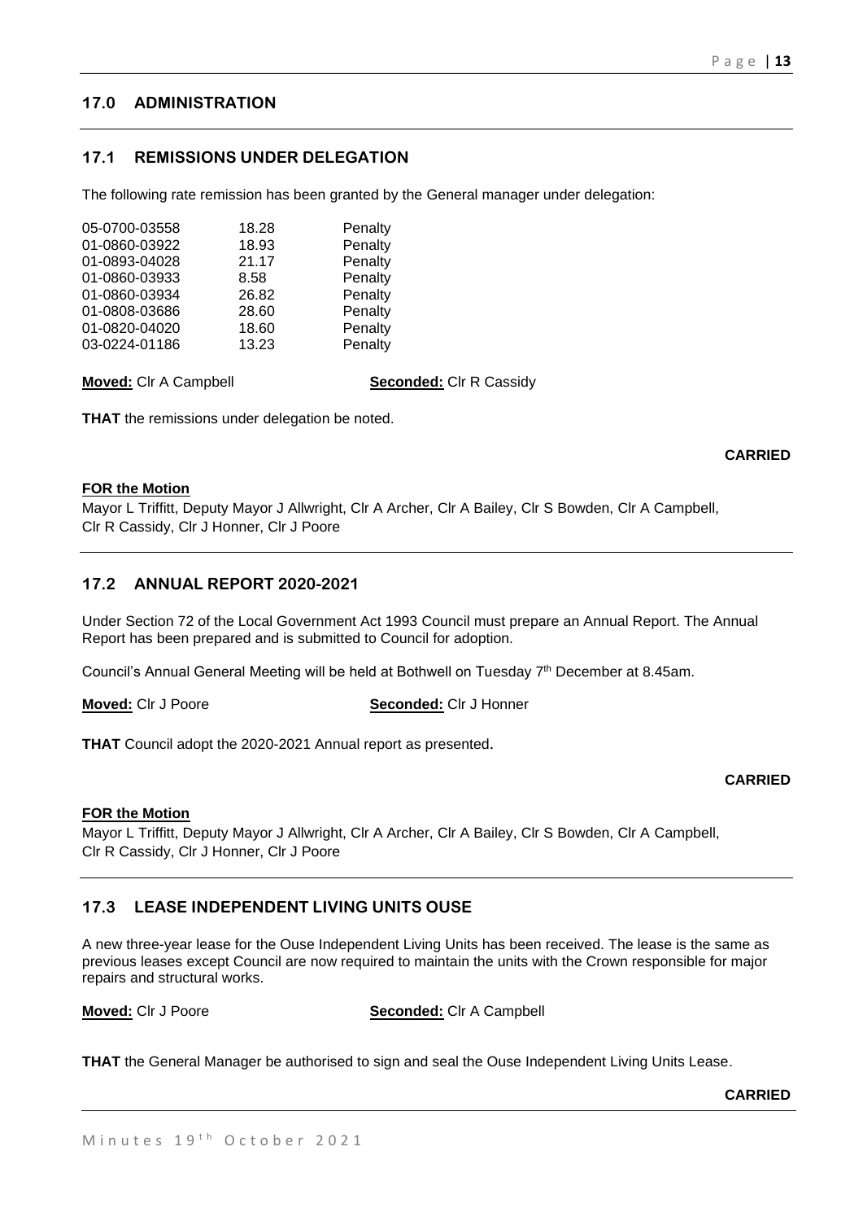## 17.0 ADMINISTRATION

### 17.1 REMISSIONS UNDER DELEGATION

The following rate remission has been granted by the General manager under delegation:

| | | |
|---|---|---|
| 05-0700-03558 | 18.28 | Penalty |
| 01-0860-03922 | 18.93 | Penalty |
| 01-0893-04028 | 21.17 | Penalty |
| 01-0860-03933 | 8.58 | Penalty |
| 01-0860-03934 | 26.82 | Penalty |
| 01-0808-03686 | 28.60 | Penalty |
| 01-0820-04020 | 18.60 | Penalty |
| 03-0224-01186 | 13.23 | Penalty |

**Moved:** Clr A Campbell **Seconded:** Clr R Cassidy

**THAT** the remissions under delegation be noted.

**CARRIED**

**FOR the Motion**

Mayor L Triffitt, Deputy Mayor J Allwright, Clr A Archer, Clr A Bailey, Clr S Bowden, Clr A Campbell, Clr R Cassidy, Clr J Honner, Clr J Poore

### 17.2 ANNUAL REPORT 2020-2021

Under Section 72 of the Local Government Act 1993 Council must prepare an Annual Report. The Annual Report has been prepared and is submitted to Council for adoption.

Council's Annual General Meeting will be held at Bothwell on Tuesday 7th December at 8.45am.

**Moved:** Clr J Poore **Seconded:** Clr J Honner

**THAT** Council adopt the 2020-2021 Annual report as presented.

**CARRIED**

**FOR the Motion**

Mayor L Triffitt, Deputy Mayor J Allwright, Clr A Archer, Clr A Bailey, Clr S Bowden, Clr A Campbell, Clr R Cassidy, Clr J Honner, Clr J Poore

### 17.3 LEASE INDEPENDENT LIVING UNITS OUSE

A new three-year lease for the Ouse Independent Living Units has been received. The lease is the same as previous leases except Council are now required to maintain the units with the Crown responsible for major repairs and structural works.

**Moved:** Clr J Poore **Seconded:** Clr A Campbell

**THAT** the General Manager be authorised to sign and seal the Ouse Independent Living Units Lease.

**CARRIED**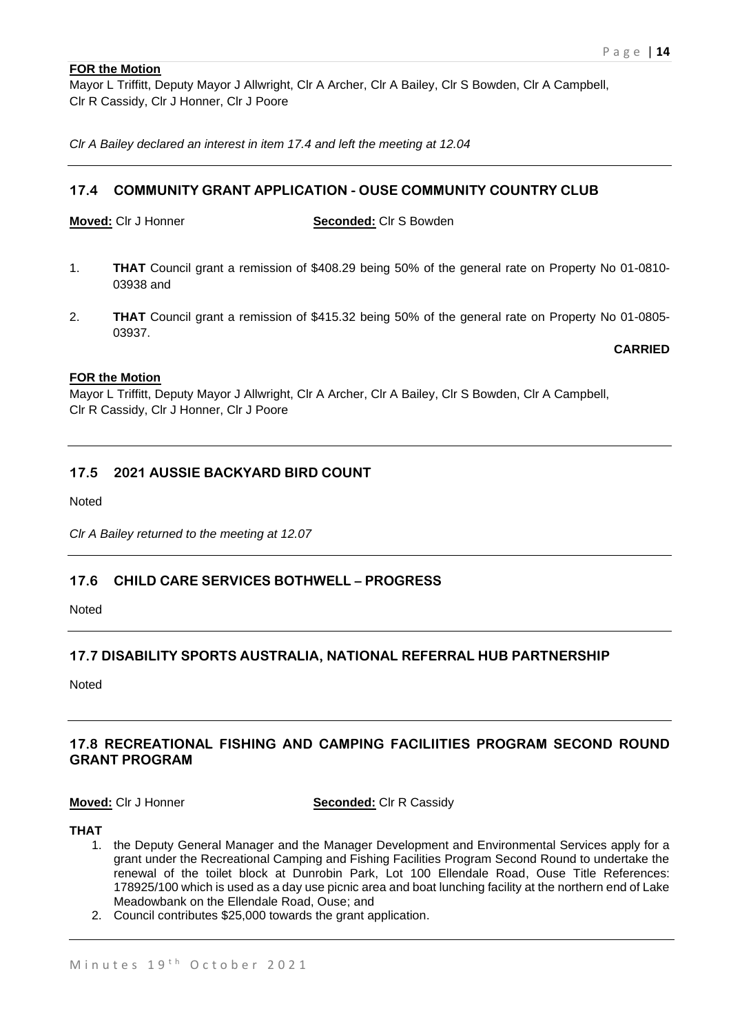**FOR the Motion**

Mayor L Triffitt, Deputy Mayor J Allwright, Clr A Archer, Clr A Bailey, Clr S Bowden, Clr A Campbell, Clr R Cassidy, Clr J Honner, Clr J Poore

*Clr A Bailey declared an interest in item 17.4 and left the meeting at 12.04*

---

## 17.4 COMMUNITY GRANT APPLICATION - OUSE COMMUNITY COUNTRY CLUB

**Moved:** Clr J Honner **Seconded:** Clr S Bowden

1. **THAT** Council grant a remission of $408.29 being 50% of the general rate on Property No 01-0810-03938 and
2. **THAT** Council grant a remission of $415.32 being 50% of the general rate on Property No 01-0805-03937.

**CARRIED**

**FOR the Motion**

Mayor L Triffitt, Deputy Mayor J Allwright, Clr A Archer, Clr A Bailey, Clr S Bowden, Clr A Campbell, Clr R Cassidy, Clr J Honner, Clr J Poore

---

## 17.5 2021 AUSSIE BACKYARD BIRD COUNT

Noted

*Clr A Bailey returned to the meeting at 12.07*

---

## 17.6 CHILD CARE SERVICES BOTHWELL – PROGRESS

Noted

---

## 17.7 DISABILITY SPORTS AUSTRALIA, NATIONAL REFERRAL HUB PARTNERSHIP

Noted

---

## 17.8 RECREATIONAL FISHING AND CAMPING FACILIITIES PROGRAM SECOND ROUND GRANT PROGRAM

**Moved:** Clr J Honner **Seconded:** Clr R Cassidy

**THAT**

1. the Deputy General Manager and the Manager Development and Environmental Services apply for a grant under the Recreational Camping and Fishing Facilities Program Second Round to undertake the renewal of the toilet block at Dunrobin Park, Lot 100 Ellendale Road, Ouse Title References: 178925/100 which is used as a day use picnic area and boat lunching facility at the northern end of Lake Meadowbank on the Ellendale Road, Ouse; and
2. Council contributes $25,000 towards the grant application.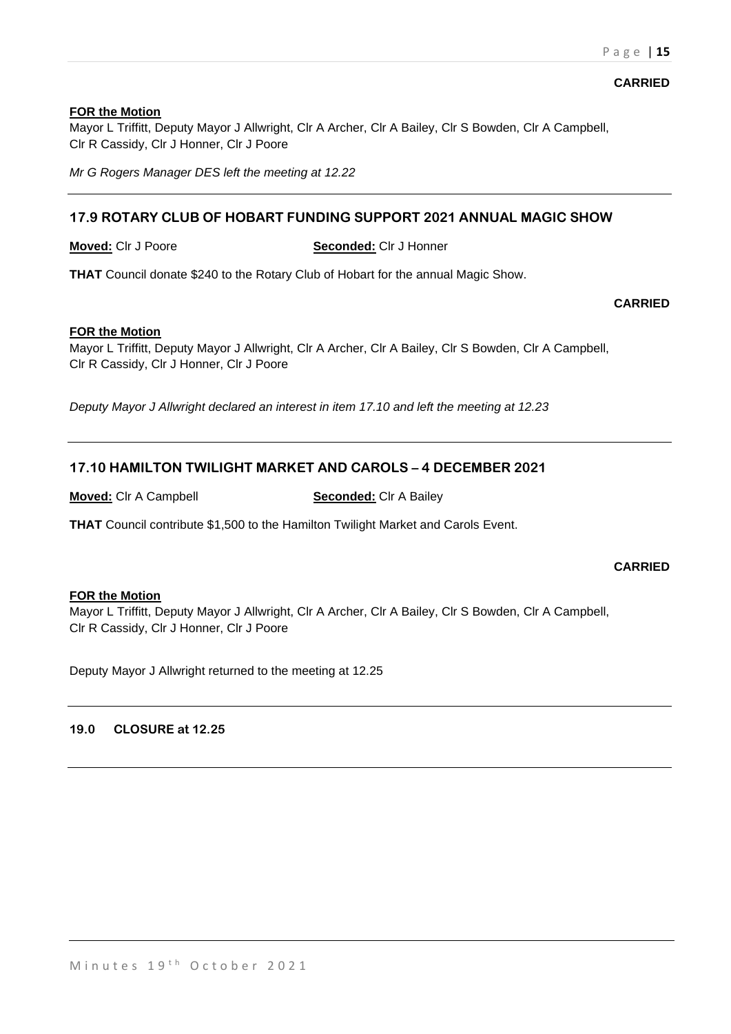**CARRIED**

**FOR the Motion**
Mayor L Triffitt, Deputy Mayor J Allwright, Clr A Archer, Clr A Bailey, Clr S Bowden, Clr A Campbell, Clr R Cassidy, Clr J Honner, Clr J Poore

*Mr G Rogers Manager DES left the meeting at 12.22*

---

### 17.9 ROTARY CLUB OF HOBART FUNDING SUPPORT 2021 ANNUAL MAGIC SHOW

**Moved:** Clr J Poore **Seconded:** Clr J Honner

**THAT** Council donate $240 to the Rotary Club of Hobart for the annual Magic Show.

**CARRIED**

**FOR the Motion**
Mayor L Triffitt, Deputy Mayor J Allwright, Clr A Archer, Clr A Bailey, Clr S Bowden, Clr A Campbell, Clr R Cassidy, Clr J Honner, Clr J Poore

*Deputy Mayor J Allwright declared an interest in item 17.10 and left the meeting at 12.23*

---

### 17.10 HAMILTON TWILIGHT MARKET AND CAROLS – 4 DECEMBER 2021

**Moved:** Clr A Campbell **Seconded:** Clr A Bailey

**THAT** Council contribute $1,500 to the Hamilton Twilight Market and Carols Event.

**CARRIED**

**FOR the Motion**
Mayor L Triffitt, Deputy Mayor J Allwright, Clr A Archer, Clr A Bailey, Clr S Bowden, Clr A Campbell, Clr R Cassidy, Clr J Honner, Clr J Poore

Deputy Mayor J Allwright returned to the meeting at 12.25

---

### 19.0 CLOSURE at 12.25

---